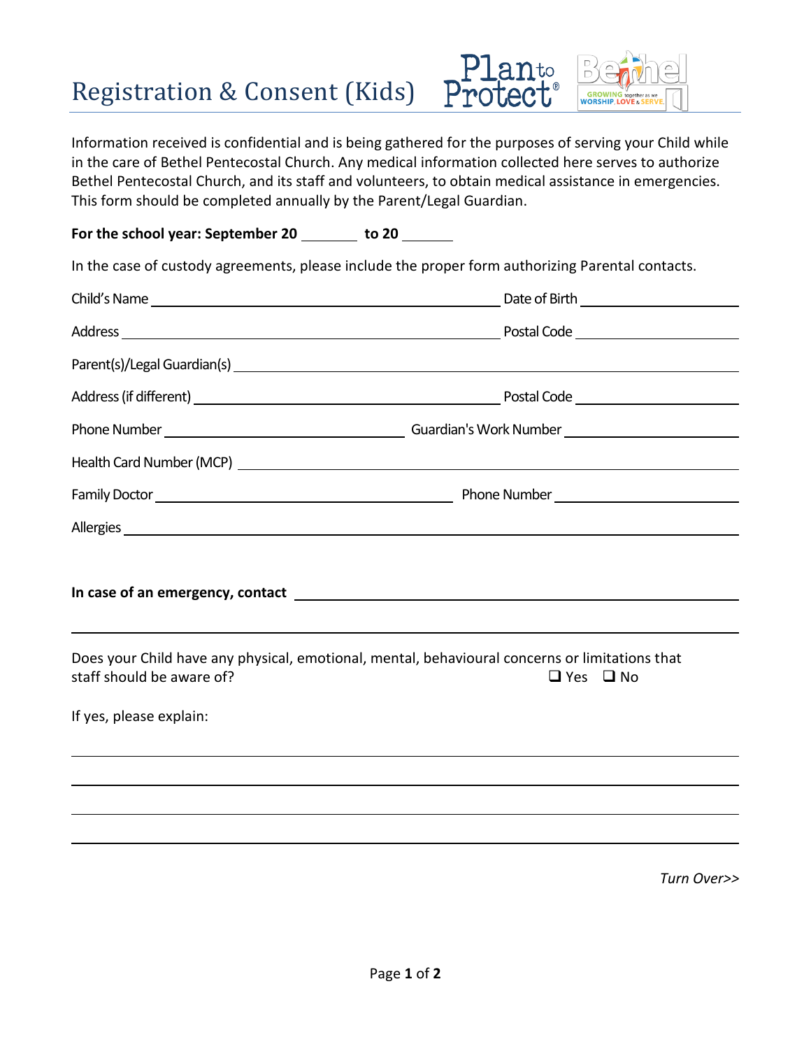# Registration & Consent (Kids)

Information received is confidential and is being gathered for the purposes of serving your Child while in the care of Bethel Pentecostal Church. Any medical information collected here serves to authorize Bethel Pentecostal Church, and its staff and volunteers, to obtain medical assistance in emergencies. This form should be completed annually by the Parent/Legal Guardian.

**For the school year: September 20 \_\_\_\_\_\_ to 20 \_\_\_\_\_\_**

In the case of custody agreements, please include the proper form authorizing Parental contacts.

Child's Name \_\_\_\_\_\_\_\_\_\_\_\_\_\_\_\_\_\_\_\_\_\_\_\_\_\_\_\_\_\_\_\_\_\_\_\_ Date of Birth \_\_\_\_\_\_\_\_\_\_\_\_\_\_\_\_

Address \_\_\_\_\_\_\_\_\_\_\_\_\_\_\_\_\_\_\_\_\_\_\_\_\_\_\_\_\_\_\_\_\_\_\_\_\_\_\_\_ Postal Code \_\_\_\_\_\_\_\_\_\_\_\_\_\_\_\_

Parent(s)/Legal Guardian(s) \_\_\_\_\_\_\_\_\_\_\_\_\_\_\_\_\_\_\_\_\_\_\_\_\_\_\_\_\_\_\_\_\_\_\_\_\_\_\_\_\_\_\_\_\_\_\_\_\_\_

Address (if different) \_\_\_\_\_\_\_\_\_\_\_\_\_\_\_\_\_\_\_\_\_\_\_\_\_\_\_\_\_\_\_\_ Postal Code \_\_\_\_\_\_\_\_\_\_\_\_\_\_\_\_

Phone Number \_\_\_\_\_\_\_\_\_\_\_\_\_\_\_\_\_\_\_\_\_\_\_\_ Guardian's Work Number \_\_\_\_\_\_\_\_\_\_\_\_\_\_\_\_\_\_

Health Card Number (MCP) \_\_\_\_\_\_\_\_\_\_\_\_\_\_\_\_\_\_\_\_\_\_\_\_\_\_\_\_\_\_\_\_\_\_\_\_\_\_\_\_\_\_\_\_\_\_\_\_\_\_

Family Doctor \_\_\_\_\_\_\_\_\_\_\_\_\_\_\_\_\_\_\_\_\_\_\_\_\_\_\_\_\_\_\_\_ Phone Number \_\_\_\_\_\_\_\_\_\_\_\_\_\_\_\_\_\_

Allergies \_\_\_\_\_\_\_\_\_\_\_\_\_\_\_\_\_\_\_\_\_\_\_\_\_\_\_\_\_\_\_\_\_\_\_\_\_\_\_\_\_\_\_\_\_\_\_\_\_\_\_\_\_\_\_\_\_\_\_\_\_\_\_\_\_\_

**In case of an emergency, contact** \_\_\_\_\_\_\_\_\_\_\_\_\_\_\_\_\_\_\_\_\_\_\_\_\_\_\_\_\_\_\_\_\_\_\_\_\_\_\_\_\_\_\_\_

\_\_\_\_\_\_\_\_\_\_\_\_\_\_\_\_\_\_\_\_\_\_\_\_\_\_\_\_\_\_\_\_\_\_\_\_\_\_\_\_\_\_\_\_\_\_\_\_\_\_\_\_\_\_\_\_\_\_\_\_\_\_\_\_\_\_\_\_\_\_\_\_\_\_

Does your Child have any physical, emotional, mental, behavioural concerns or limitations that staff should be aware of? ❑ Yes ❑ No

If yes, please explain:

\_\_\_\_\_\_\_\_\_\_\_\_\_\_\_\_\_\_\_\_\_\_\_\_\_\_\_\_\_\_\_\_\_\_\_\_\_\_\_\_\_\_\_\_\_\_\_\_\_\_\_\_\_\_\_\_\_\_\_\_\_\_\_\_\_\_\_\_\_\_\_\_\_\_

\_\_\_\_\_\_\_\_\_\_\_\_\_\_\_\_\_\_\_\_\_\_\_\_\_\_\_\_\_\_\_\_\_\_\_\_\_\_\_\_\_\_\_\_\_\_\_\_\_\_\_\_\_\_\_\_\_\_\_\_\_\_\_\_\_\_\_\_\_\_\_\_\_\_

\_\_\_\_\_\_\_\_\_\_\_\_\_\_\_\_\_\_\_\_\_\_\_\_\_\_\_\_\_\_\_\_\_\_\_\_\_\_\_\_\_\_\_\_\_\_\_\_\_\_\_\_\_\_\_\_\_\_\_\_\_\_\_\_\_\_\_\_\_\_\_\_\_\_

\_\_\_\_\_\_\_\_\_\_\_\_\_\_\_\_\_\_\_\_\_\_\_\_\_\_\_\_\_\_\_\_\_\_\_\_\_\_\_\_\_\_\_\_\_\_\_\_\_\_\_\_\_\_\_\_\_\_\_\_\_\_\_\_\_\_\_\_\_\_\_\_\_\_

*Turn Over>>*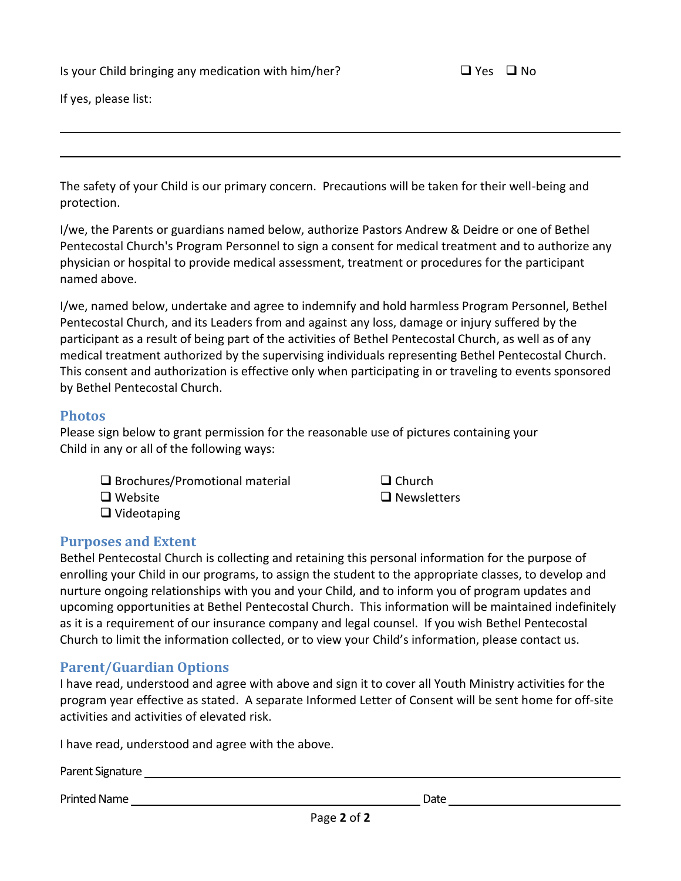Is your Child bringing any medication with him/her? ❑ Yes ❑ No

If yes, please list:

\_\_\_\_\_\_\_\_\_\_\_\_\_\_\_\_\_\_\_\_\_\_\_\_\_\_\_\_\_\_\_\_\_\_\_\_\_\_\_\_\_\_\_\_\_\_\_\_\_\_\_\_\_\_\_\_\_\_\_\_\_\_\_\_\_\_\_\_\_\_\_\_

\_\_\_\_\_\_\_\_\_\_\_\_\_\_\_\_\_\_\_\_\_\_\_\_\_\_\_\_\_\_\_\_\_\_\_\_\_\_\_\_\_\_\_\_\_\_\_\_\_\_\_\_\_\_\_\_\_\_\_\_\_\_\_\_\_\_\_\_\_\_\_\_

The safety of your Child is our primary concern. Precautions will be taken for their well-being and protection.

I/we, the Parents or guardians named below, authorize Pastors Andrew & Deidre or one of Bethel Pentecostal Church's Program Personnel to sign a consent for medical treatment and to authorize any physician or hospital to provide medical assessment, treatment or procedures for the participant named above.

I/we, named below, undertake and agree to indemnify and hold harmless Program Personnel, Bethel Pentecostal Church, and its Leaders from and against any loss, damage or injury suffered by the participant as a result of being part of the activities of Bethel Pentecostal Church, as well as of any medical treatment authorized by the supervising individuals representing Bethel Pentecostal Church. This consent and authorization is effective only when participating in or traveling to events sponsored by Bethel Pentecostal Church.

## Photos

Please sign below to grant permission for the reasonable use of pictures containing your Child in any or all of the following ways:

- ❑ Brochures/Promotional material
- ❑ Website
- ❑ Videotaping
- ❑ Church
- ❑ Newsletters

## Purposes and Extent

Bethel Pentecostal Church is collecting and retaining this personal information for the purpose of enrolling your Child in our programs, to assign the student to the appropriate classes, to develop and nurture ongoing relationships with you and your Child, and to inform you of program updates and upcoming opportunities at Bethel Pentecostal Church. This information will be maintained indefinitely as it is a requirement of our insurance company and legal counsel. If you wish Bethel Pentecostal Church to limit the information collected, or to view your Child's information, please contact us.

## Parent/Guardian Options

I have read, understood and agree with above and sign it to cover all Youth Ministry activities for the program year effective as stated. A separate Informed Letter of Consent will be sent home for off-site activities and activities of elevated risk.

I have read, understood and agree with the above.

Parent Signature \_\_\_\_\_\_\_\_\_\_\_\_\_\_\_\_\_\_\_\_\_\_\_\_\_\_\_\_\_\_\_\_\_\_\_\_\_\_\_\_\_\_\_\_\_\_\_\_\_\_\_\_\_\_\_\_

Printed Name \_\_\_\_\_\_\_\_\_\_\_\_\_\_\_\_\_\_\_\_\_\_\_\_\_\_\_\_\_\_\_\_\_\_\_\_ Date \_\_\_\_\_\_\_\_\_\_\_\_\_\_\_\_\_\_\_\_